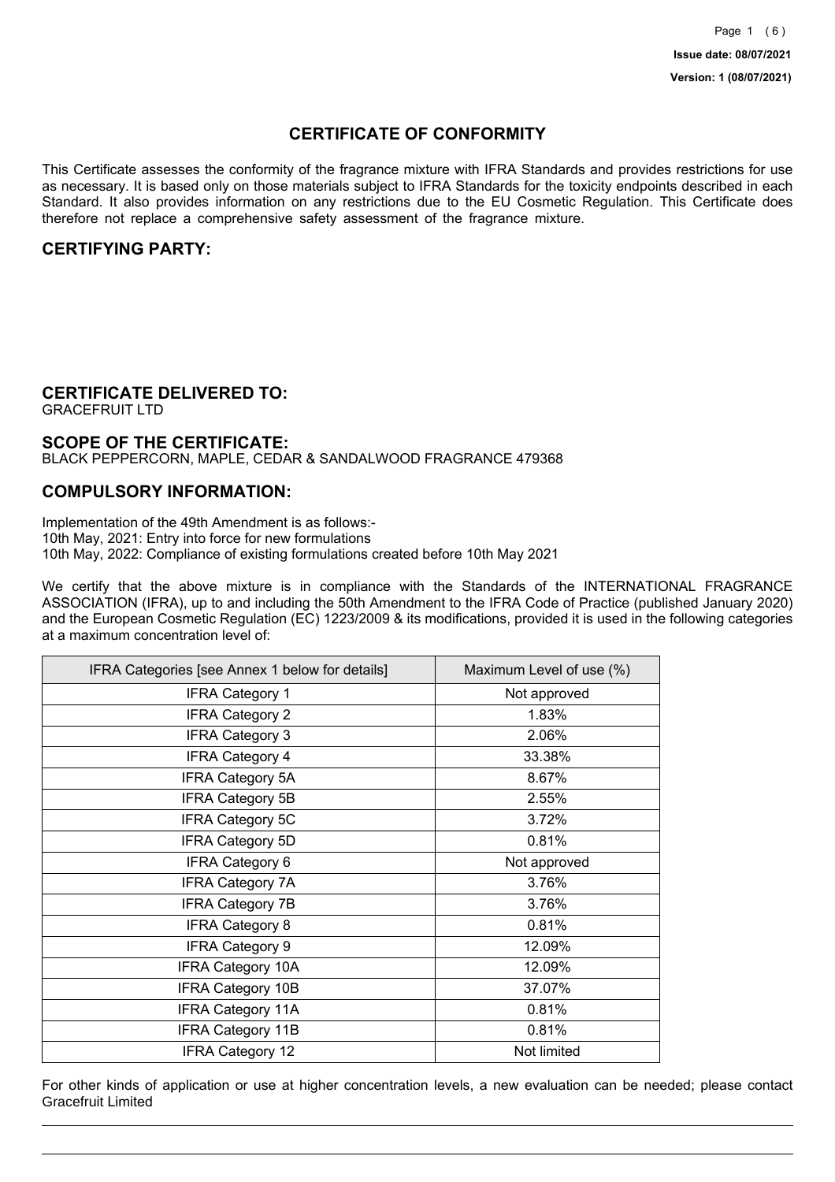Issue date: 08/07/2021

Version: 1 (08/07/2021)

# CERTIFICATE OF CONFORMITY

This Certificate assesses the conformity of the fragrance mixture with IFRA Standards and provides restrictions for use as necessary. It is based only on those materials subject to IFRA Standards for the toxicity endpoints described in each Standard. It also provides information on any restrictions due to the EU Cosmetic Regulation. This Certificate does therefore not replace a comprehensive safety assessment of the fragrance mixture.

## CERTIFYING PARTY:

## CERTIFICATE DELIVERED TO:

GRACEFRUIT LTD

## SCOPE OF THE CERTIFICATE:

BLACK PEPPERCORN, MAPLE, CEDAR & SANDALWOOD FRAGRANCE 479368

## COMPULSORY INFORMATION:

Implementation of the 49th Amendment is as follows:-
10th May, 2021: Entry into force for new formulations
10th May, 2022: Compliance of existing formulations created before 10th May 2021

We certify that the above mixture is in compliance with the Standards of the INTERNATIONAL FRAGRANCE ASSOCIATION (IFRA), up to and including the 50th Amendment to the IFRA Code of Practice (published January 2020) and the European Cosmetic Regulation (EC) 1223/2009 & its modifications, provided it is used in the following categories at a maximum concentration level of:

| IFRA Categories [see Annex 1 below for details] | Maximum Level of use (%) |
|---|---|
| IFRA Category 1 | Not approved |
| IFRA Category 2 | 1.83% |
| IFRA Category 3 | 2.06% |
| IFRA Category 4 | 33.38% |
| IFRA Category 5A | 8.67% |
| IFRA Category 5B | 2.55% |
| IFRA Category 5C | 3.72% |
| IFRA Category 5D | 0.81% |
| IFRA Category 6 | Not approved |
| IFRA Category 7A | 3.76% |
| IFRA Category 7B | 3.76% |
| IFRA Category 8 | 0.81% |
| IFRA Category 9 | 12.09% |
| IFRA Category 10A | 12.09% |
| IFRA Category 10B | 37.07% |
| IFRA Category 11A | 0.81% |
| IFRA Category 11B | 0.81% |
| IFRA Category 12 | Not limited |

For other kinds of application or use at higher concentration levels, a new evaluation can be needed; please contact Gracefruit Limited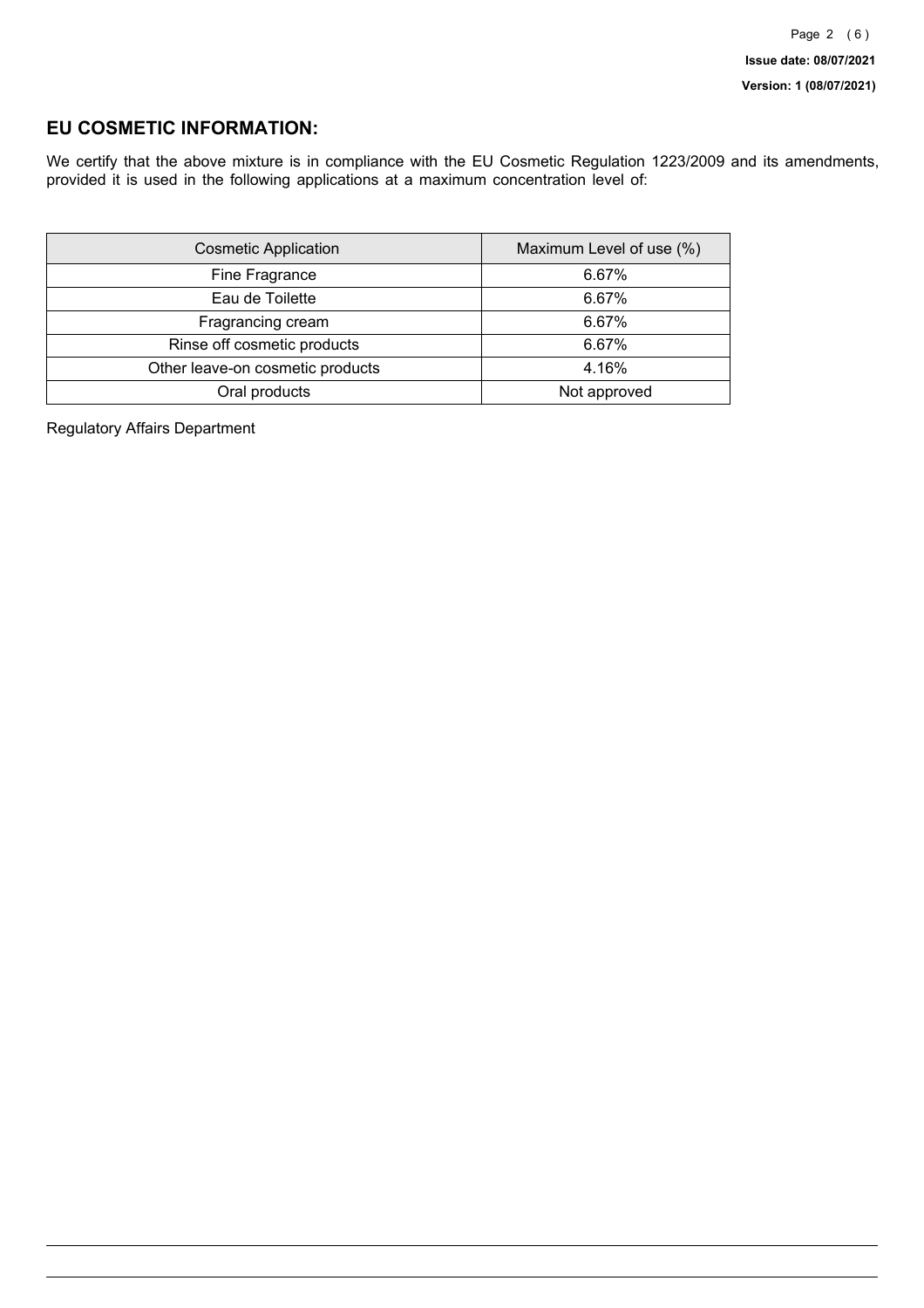## EU COSMETIC INFORMATION:

We certify that the above mixture is in compliance with the EU Cosmetic Regulation 1223/2009 and its amendments, provided it is used in the following applications at a maximum concentration level of:

| Cosmetic Application | Maximum Level of use (%) |
| --- | --- |
| Fine Fragrance | 6.67% |
| Eau de Toilette | 6.67% |
| Fragrancing cream | 6.67% |
| Rinse off cosmetic products | 6.67% |
| Other leave-on cosmetic products | 4.16% |
| Oral products | Not approved |

Regulatory Affairs Department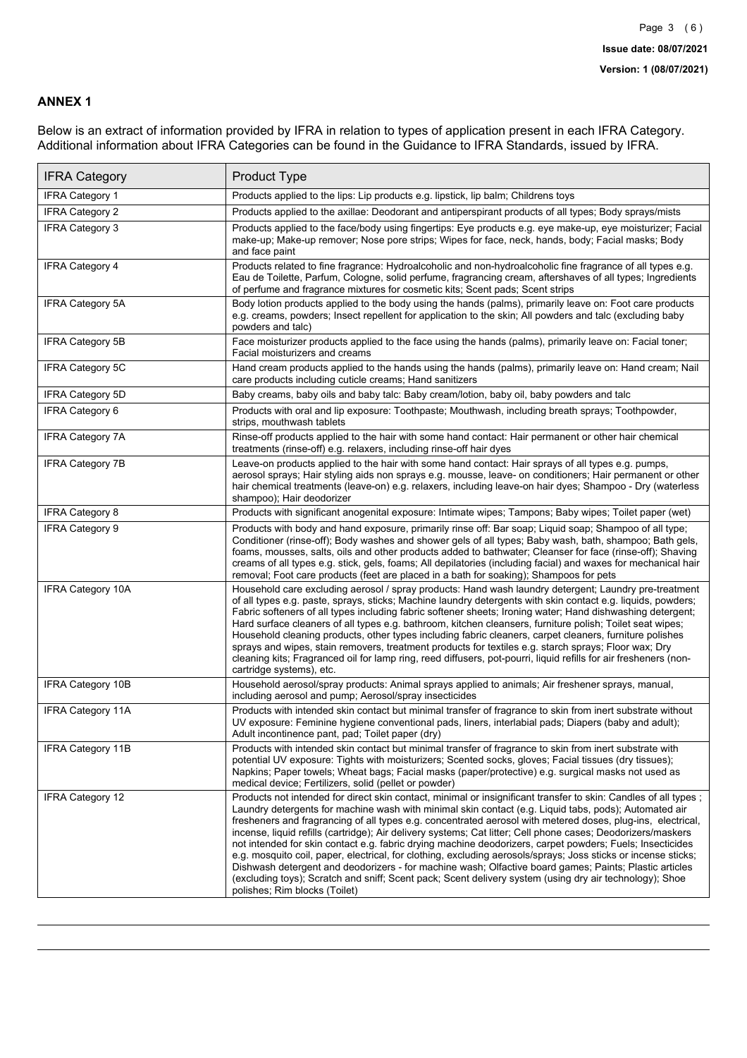## ANNEX 1

Below is an extract of information provided by IFRA in relation to types of application present in each IFRA Category. Additional information about IFRA Categories can be found in the Guidance to IFRA Standards, issued by IFRA.

| IFRA Category | Product Type |
|---|---|
| IFRA Category 1 | Products applied to the lips: Lip products e.g. lipstick, lip balm; Childrens toys |
| IFRA Category 2 | Products applied to the axillae: Deodorant and antiperspirant products of all types; Body sprays/mists |
| IFRA Category 3 | Products applied to the face/body using fingertips: Eye products e.g. eye make-up, eye moisturizer; Facial make-up; Make-up remover; Nose pore strips; Wipes for face, neck, hands, body; Facial masks; Body and face paint |
| IFRA Category 4 | Products related to fine fragrance: Hydroalcoholic and non-hydroalcoholic fine fragrance of all types e.g. Eau de Toilette, Parfum, Cologne, solid perfume, fragrancing cream, aftershaves of all types; Ingredients of perfume and fragrance mixtures for cosmetic kits; Scent pads; Scent strips |
| IFRA Category 5A | Body lotion products applied to the body using the hands (palms), primarily leave on: Foot care products e.g. creams, powders; Insect repellent for application to the skin; All powders and talc (excluding baby powders and talc) |
| IFRA Category 5B | Face moisturizer products applied to the face using the hands (palms), primarily leave on: Facial toner; Facial moisturizers and creams |
| IFRA Category 5C | Hand cream products applied to the hands using the hands (palms), primarily leave on: Hand cream; Nail care products including cuticle creams; Hand sanitizers |
| IFRA Category 5D | Baby creams, baby oils and baby talc: Baby cream/lotion, baby oil, baby powders and talc |
| IFRA Category 6 | Products with oral and lip exposure: Toothpaste; Mouthwash, including breath sprays; Toothpowder, strips, mouthwash tablets |
| IFRA Category 7A | Rinse-off products applied to the hair with some hand contact: Hair permanent or other hair chemical treatments (rinse-off) e.g. relaxers, including rinse-off hair dyes |
| IFRA Category 7B | Leave-on products applied to the hair with some hand contact: Hair sprays of all types e.g. pumps, aerosol sprays; Hair styling aids non sprays e.g. mousse, leave- on conditioners; Hair permanent or other hair chemical treatments (leave-on) e.g. relaxers, including leave-on hair dyes; Shampoo - Dry (waterless shampoo); Hair deodorizer |
| IFRA Category 8 | Products with significant anogenital exposure: Intimate wipes; Tampons; Baby wipes; Toilet paper (wet) |
| IFRA Category 9 | Products with body and hand exposure, primarily rinse off: Bar soap; Liquid soap; Shampoo of all type; Conditioner (rinse-off); Body washes and shower gels of all types; Baby wash, bath, shampoo; Bath gels, foams, mousses, salts, oils and other products added to bathwater; Cleanser for face (rinse-off); Shaving creams of all types e.g. stick, gels, foams; All depilatories (including facial) and waxes for mechanical hair removal; Foot care products (feet are placed in a bath for soaking); Shampoos for pets |
| IFRA Category 10A | Household care excluding aerosol / spray products: Hand wash laundry detergent; Laundry pre-treatment of all types e.g. paste, sprays, sticks; Machine laundry detergents with skin contact e.g. liquids, powders; Fabric softeners of all types including fabric softener sheets; Ironing water; Hand dishwashing detergent; Hard surface cleaners of all types e.g. bathroom, kitchen cleansers, furniture polish; Toilet seat wipes; Household cleaning products, other types including fabric cleaners, carpet cleaners, furniture polishes sprays and wipes, stain removers, treatment products for textiles e.g. starch sprays; Floor wax; Dry cleaning kits; Fragranced oil for lamp ring, reed diffusers, pot-pourri, liquid refills for air fresheners (non-cartridge systems), etc. |
| IFRA Category 10B | Household aerosol/spray products: Animal sprays applied to animals; Air freshener sprays, manual, including aerosol and pump; Aerosol/spray insecticides |
| IFRA Category 11A | Products with intended skin contact but minimal transfer of fragrance to skin from inert substrate without UV exposure: Feminine hygiene conventional pads, liners, interlabial pads; Diapers (baby and adult); Adult incontinence pant, pad; Toilet paper (dry) |
| IFRA Category 11B | Products with intended skin contact but minimal transfer of fragrance to skin from inert substrate with potential UV exposure: Tights with moisturizers; Scented socks, gloves; Facial tissues (dry tissues); Napkins; Paper towels; Wheat bags; Facial masks (paper/protective) e.g. surgical masks not used as medical device; Fertilizers, solid (pellet or powder) |
| IFRA Category 12 | Products not intended for direct skin contact, minimal or insignificant transfer to skin: Candles of all types ; Laundry detergents for machine wash with minimal skin contact (e.g. Liquid tabs, pods); Automated air fresheners and fragrancing of all types e.g. concentrated aerosol with metered doses, plug-ins, electrical, incense, liquid refills (cartridge); Air delivery systems; Cat litter; Cell phone cases; Deodorizers/maskers not intended for skin contact e.g. fabric drying machine deodorizers, carpet powders; Fuels; Insecticides e.g. mosquito coil, paper, electrical, for clothing, excluding aerosols/sprays; Joss sticks or incense sticks; Dishwash detergent and deodorizers - for machine wash; Olfactive board games; Paints; Plastic articles (excluding toys); Scratch and sniff; Scent pack; Scent delivery system (using dry air technology); Shoe polishes; Rim blocks (Toilet) |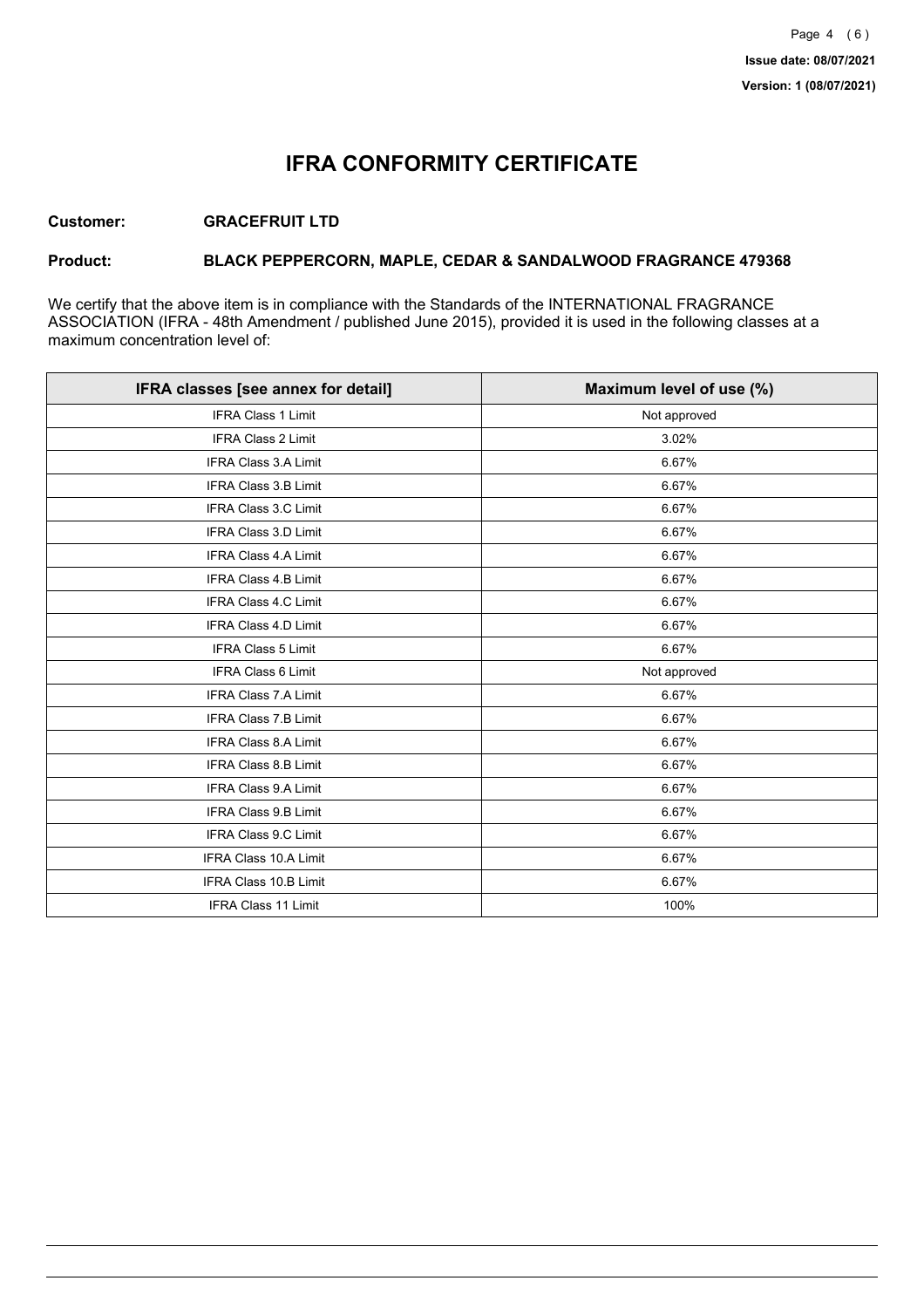Issue date: 08/07/2021

Version: 1 (08/07/2021)

# IFRA CONFORMITY CERTIFICATE

**Customer:** **GRACEFRUIT LTD**

**Product:** **BLACK PEPPERCORN, MAPLE, CEDAR & SANDALWOOD FRAGRANCE 479368**

We certify that the above item is in compliance with the Standards of the INTERNATIONAL FRAGRANCE ASSOCIATION (IFRA - 48th Amendment / published June 2015), provided it is used in the following classes at a maximum concentration level of:

| IFRA classes [see annex for detail] | Maximum level of use (%) |
| --- | --- |
| IFRA Class 1 Limit | Not approved |
| IFRA Class 2 Limit | 3.02% |
| IFRA Class 3.A Limit | 6.67% |
| IFRA Class 3.B Limit | 6.67% |
| IFRA Class 3.C Limit | 6.67% |
| IFRA Class 3.D Limit | 6.67% |
| IFRA Class 4.A Limit | 6.67% |
| IFRA Class 4.B Limit | 6.67% |
| IFRA Class 4.C Limit | 6.67% |
| IFRA Class 4.D Limit | 6.67% |
| IFRA Class 5 Limit | 6.67% |
| IFRA Class 6 Limit | Not approved |
| IFRA Class 7.A Limit | 6.67% |
| IFRA Class 7.B Limit | 6.67% |
| IFRA Class 8.A Limit | 6.67% |
| IFRA Class 8.B Limit | 6.67% |
| IFRA Class 9.A Limit | 6.67% |
| IFRA Class 9.B Limit | 6.67% |
| IFRA Class 9.C Limit | 6.67% |
| IFRA Class 10.A Limit | 6.67% |
| IFRA Class 10.B Limit | 6.67% |
| IFRA Class 11 Limit | 100% |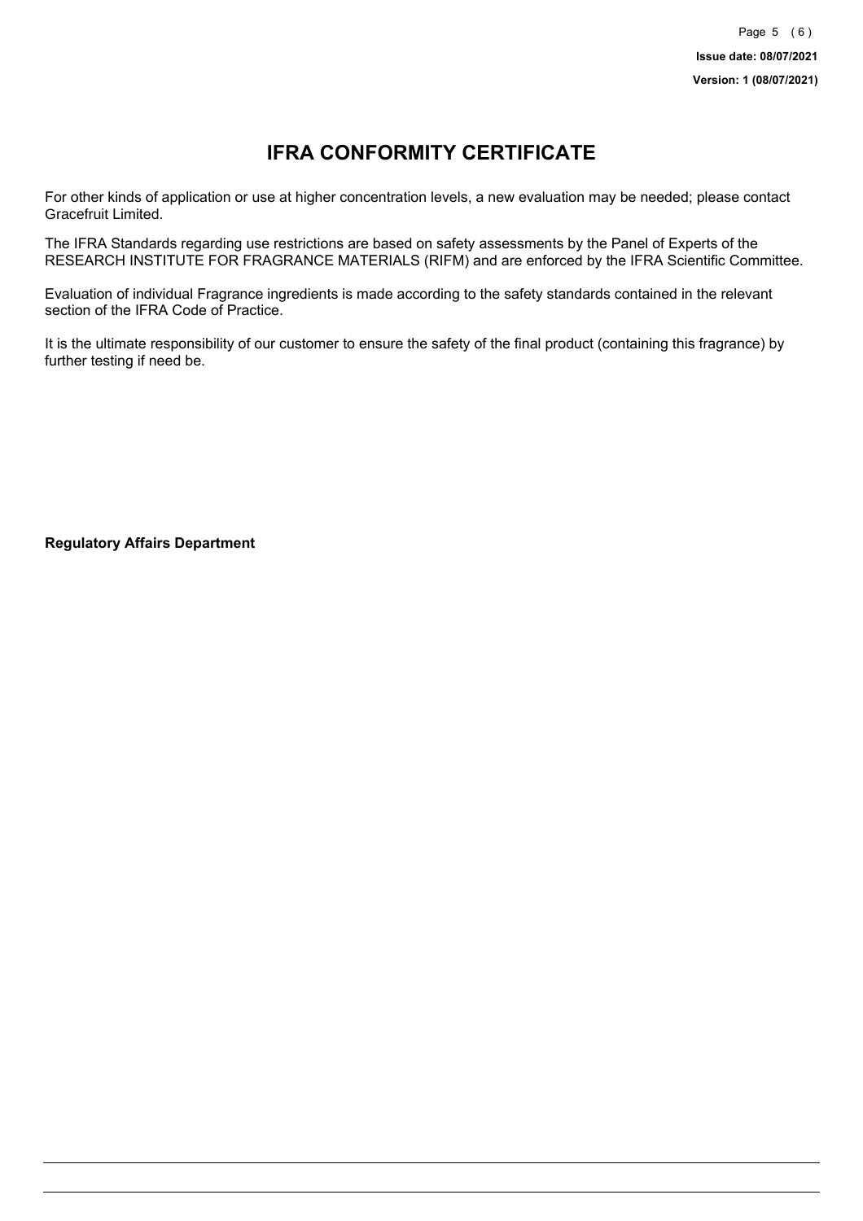# IFRA CONFORMITY CERTIFICATE

For other kinds of application or use at higher concentration levels, a new evaluation may be needed; please contact Gracefruit Limited.

The IFRA Standards regarding use restrictions are based on safety assessments by the Panel of Experts of the RESEARCH INSTITUTE FOR FRAGRANCE MATERIALS (RIFM) and are enforced by the IFRA Scientific Committee.

Evaluation of individual Fragrance ingredients is made according to the safety standards contained in the relevant section of the IFRA Code of Practice.

It is the ultimate responsibility of our customer to ensure the safety of the final product (containing this fragrance) by further testing if need be.

**Regulatory Affairs Department**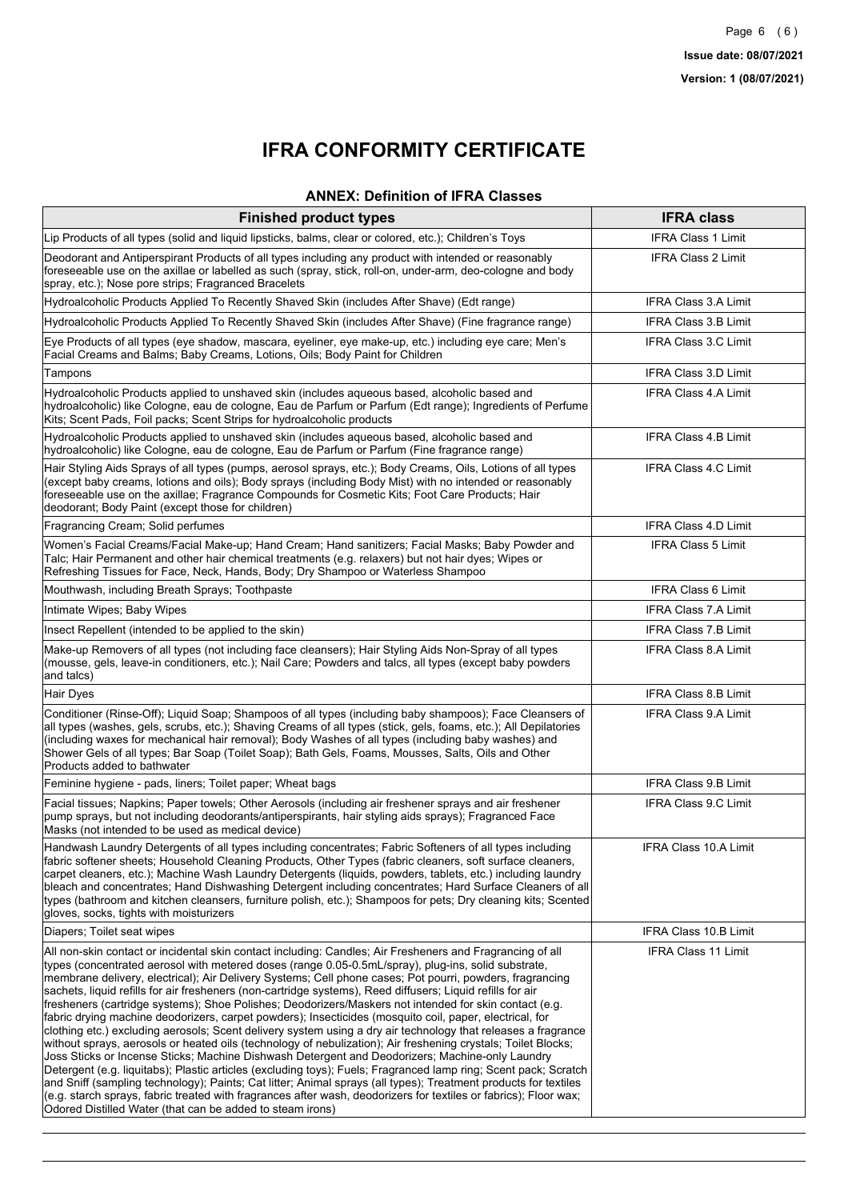Issue date: 08/07/2021

Version: 1 (08/07/2021)

# IFRA CONFORMITY CERTIFICATE

### ANNEX: Definition of IFRA Classes

| Finished product types | IFRA class |
| --- | --- |
| Lip Products of all types (solid and liquid lipsticks, balms, clear or colored, etc.); Children's Toys | IFRA Class 1 Limit |
| Deodorant and Antiperspirant Products of all types including any product with intended or reasonably foreseeable use on the axillae or labelled as such (spray, stick, roll-on, under-arm, deo-cologne and body spray, etc.); Nose pore strips; Fragranced Bracelets | IFRA Class 2 Limit |
| Hydroalcoholic Products Applied To Recently Shaved Skin (includes After Shave) (Edt range) | IFRA Class 3.A Limit |
| Hydroalcoholic Products Applied To Recently Shaved Skin (includes After Shave) (Fine fragrance range) | IFRA Class 3.B Limit |
| Eye Products of all types (eye shadow, mascara, eyeliner, eye make-up, etc.) including eye care; Men's Facial Creams and Balms; Baby Creams, Lotions, Oils; Body Paint for Children | IFRA Class 3.C Limit |
| Tampons | IFRA Class 3.D Limit |
| Hydroalcoholic Products applied to unshaved skin (includes aqueous based, alcoholic based and hydroalcoholic) like Cologne, eau de cologne, Eau de Parfum or Parfum (Edt range); Ingredients of Perfume Kits; Scent Pads, Foil packs; Scent Strips for hydroalcoholic products | IFRA Class 4.A Limit |
| Hydroalcoholic Products applied to unshaved skin (includes aqueous based, alcoholic based and hydroalcoholic) like Cologne, eau de cologne, Eau de Parfum or Parfum (Fine fragrance range) | IFRA Class 4.B Limit |
| Hair Styling Aids Sprays of all types (pumps, aerosol sprays, etc.); Body Creams, Oils, Lotions of all types (except baby creams, lotions and oils); Body sprays (including Body Mist) with no intended or reasonably foreseeable use on the axillae; Fragrance Compounds for Cosmetic Kits; Foot Care Products; Hair deodorant; Body Paint (except those for children) | IFRA Class 4.C Limit |
| Fragrancing Cream; Solid perfumes | IFRA Class 4.D Limit |
| Women's Facial Creams/Facial Make-up; Hand Cream; Hand sanitizers; Facial Masks; Baby Powder and Talc; Hair Permanent and other hair chemical treatments (e.g. relaxers) but not hair dyes; Wipes or Refreshing Tissues for Face, Neck, Hands, Body; Dry Shampoo or Waterless Shampoo | IFRA Class 5 Limit |
| Mouthwash, including Breath Sprays; Toothpaste | IFRA Class 6 Limit |
| Intimate Wipes; Baby Wipes | IFRA Class 7.A Limit |
| Insect Repellent (intended to be applied to the skin) | IFRA Class 7.B Limit |
| Make-up Removers of all types (not including face cleansers); Hair Styling Aids Non-Spray of all types (mousse, gels, leave-in conditioners, etc.); Nail Care; Powders and talcs, all types (except baby powders and talcs) | IFRA Class 8.A Limit |
| Hair Dyes | IFRA Class 8.B Limit |
| Conditioner (Rinse-Off); Liquid Soap; Shampoos of all types (including baby shampoos); Face Cleansers of all types (washes, gels, scrubs, etc.); Shaving Creams of all types (stick, gels, foams, etc.); All Depilatories (including waxes for mechanical hair removal); Body Washes of all types (including baby washes) and Shower Gels of all types; Bar Soap (Toilet Soap); Bath Gels, Foams, Mousses, Salts, Oils and Other Products added to bathwater | IFRA Class 9.A Limit |
| Feminine hygiene - pads, liners; Toilet paper; Wheat bags | IFRA Class 9.B Limit |
| Facial tissues; Napkins; Paper towels; Other Aerosols (including air freshener sprays and air freshener pump sprays, but not including deodorants/antiperspirants, hair styling aids sprays); Fragranced Face Masks (not intended to be used as medical device) | IFRA Class 9.C Limit |
| Handwash Laundry Detergents of all types including concentrates; Fabric Softeners of all types including fabric softener sheets; Household Cleaning Products, Other Types (fabric cleaners, soft surface cleaners, carpet cleaners, etc.); Machine Wash Laundry Detergents (liquids, powders, tablets, etc.) including laundry bleach and concentrates; Hand Dishwashing Detergent including concentrates; Hard Surface Cleaners of all types (bathroom and kitchen cleansers, furniture polish, etc.); Shampoos for pets; Dry cleaning kits; Scented gloves, socks, tights with moisturizers | IFRA Class 10.A Limit |
| Diapers; Toilet seat wipes | IFRA Class 10.B Limit |
| All non-skin contact or incidental skin contact including: Candles; Air Fresheners and Fragrancing of all types (concentrated aerosol with metered doses (range 0.05-0.5mL/spray), plug-ins, solid substrate, membrane delivery, electrical); Air Delivery Systems; Cell phone cases; Pot pourri, powders, fragrancing sachets, liquid refills for air fresheners (non-cartridge systems), Reed diffusers; Liquid refills for air fresheners (cartridge systems); Shoe Polishes; Deodorizers/Maskers not intended for skin contact (e.g. fabric drying machine deodorizers, carpet powders); Insecticides (mosquito coil, paper, electrical, for clothing etc.) excluding aerosols; Scent delivery system using a dry air technology that releases a fragrance without sprays, aerosols or heated oils (technology of nebulization); Air freshening crystals; Toilet Blocks; Joss Sticks or Incense Sticks; Machine Dishwash Detergent and Deodorizers; Machine-only Laundry Detergent (e.g. liquitabs); Plastic articles (excluding toys); Fuels; Fragranced lamp ring; Scent pack; Scratch and Sniff (sampling technology); Paints; Cat litter; Animal sprays (all types); Treatment products for textiles (e.g. starch sprays, fabric treated with fragrances after wash, deodorizers for textiles or fabrics); Floor wax; Odored Distilled Water (that can be added to steam irons) | IFRA Class 11 Limit |